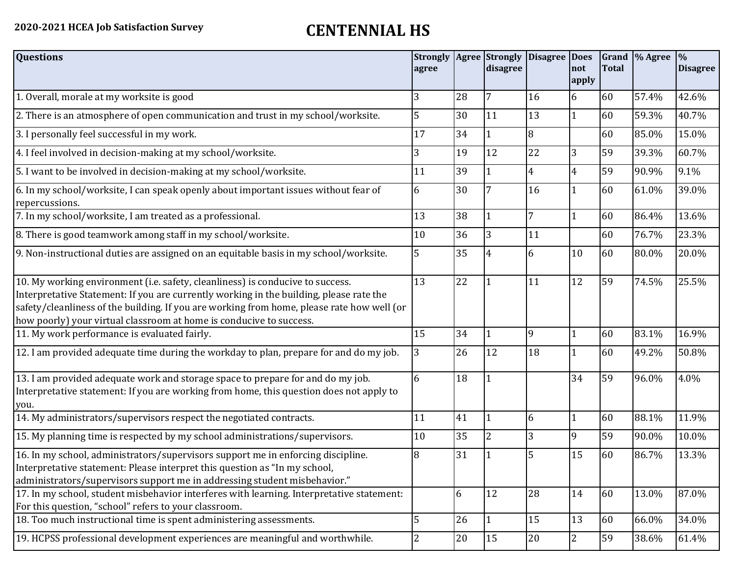**2020-2021 HCEA Job Satisfaction Survey**

# CENTENNIAL HS

| Questions | Strongly agree | Agree | Strongly disagree | Disagree | Does not apply | Grand Total | % Agree | % Disagree |
|---|---|---|---|---|---|---|---|---|
| 1. Overall, morale at my worksite is good | 3 | 28 | 7 | 16 | 6 | 60 | 57.4% | 42.6% |
| 2. There is an atmosphere of open communication and trust in my school/worksite. | 5 | 30 | 11 | 13 | 1 | 60 | 59.3% | 40.7% |
| 3. I personally feel successful in my work. | 17 | 34 | 1 | 8 | | 60 | 85.0% | 15.0% |
| 4. I feel involved in decision-making at my school/worksite. | 3 | 19 | 12 | 22 | 3 | 59 | 39.3% | 60.7% |
| 5. I want to be involved in decision-making at my school/worksite. | 11 | 39 | 1 | 4 | 4 | 59 | 90.9% | 9.1% |
| 6. In my school/worksite, I can speak openly about important issues without fear of repercussions. | 6 | 30 | 7 | 16 | 1 | 60 | 61.0% | 39.0% |
| 7. In my school/worksite, I am treated as a professional. | 13 | 38 | 1 | 7 | 1 | 60 | 86.4% | 13.6% |
| 8. There is good teamwork among staff in my school/worksite. | 10 | 36 | 3 | 11 | | 60 | 76.7% | 23.3% |
| 9. Non-instructional duties are assigned on an equitable basis in my school/worksite. | 5 | 35 | 4 | 6 | 10 | 60 | 80.0% | 20.0% |
| 10. My working environment (i.e. safety, cleanliness) is conducive to success. Interpretative Statement: If you are currently working in the building, please rate the safety/cleanliness of the building. If you are working from home, please rate how well (or how poorly) your virtual classroom at home is conducive to success. | 13 | 22 | 1 | 11 | 12 | 59 | 74.5% | 25.5% |
| 11. My work performance is evaluated fairly. | 15 | 34 | 1 | 9 | 1 | 60 | 83.1% | 16.9% |
| 12. I am provided adequate time during the workday to plan, prepare for and do my job. | 3 | 26 | 12 | 18 | 1 | 60 | 49.2% | 50.8% |
| 13. I am provided adequate work and storage space to prepare for and do my job. Interpretative statement: If you are working from home, this question does not apply to you. | 6 | 18 | 1 | | 34 | 59 | 96.0% | 4.0% |
| 14. My administrators/supervisors respect the negotiated contracts. | 11 | 41 | 1 | 6 | 1 | 60 | 88.1% | 11.9% |
| 15. My planning time is respected by my school administrations/supervisors. | 10 | 35 | 2 | 3 | 9 | 59 | 90.0% | 10.0% |
| 16. In my school, administrators/supervisors support me in enforcing discipline. Interpretative statement: Please interpret this question as "In my school, administrators/supervisors support me in addressing student misbehavior." | 8 | 31 | 1 | 5 | 15 | 60 | 86.7% | 13.3% |
| 17. In my school, student misbehavior interferes with learning. Interpretative statement: For this question, "school" refers to your classroom. | | 6 | 12 | 28 | 14 | 60 | 13.0% | 87.0% |
| 18. Too much instructional time is spent administering assessments. | 5 | 26 | 1 | 15 | 13 | 60 | 66.0% | 34.0% |
| 19. HCPSS professional development experiences are meaningful and worthwhile. | 2 | 20 | 15 | 20 | 2 | 59 | 38.6% | 61.4% |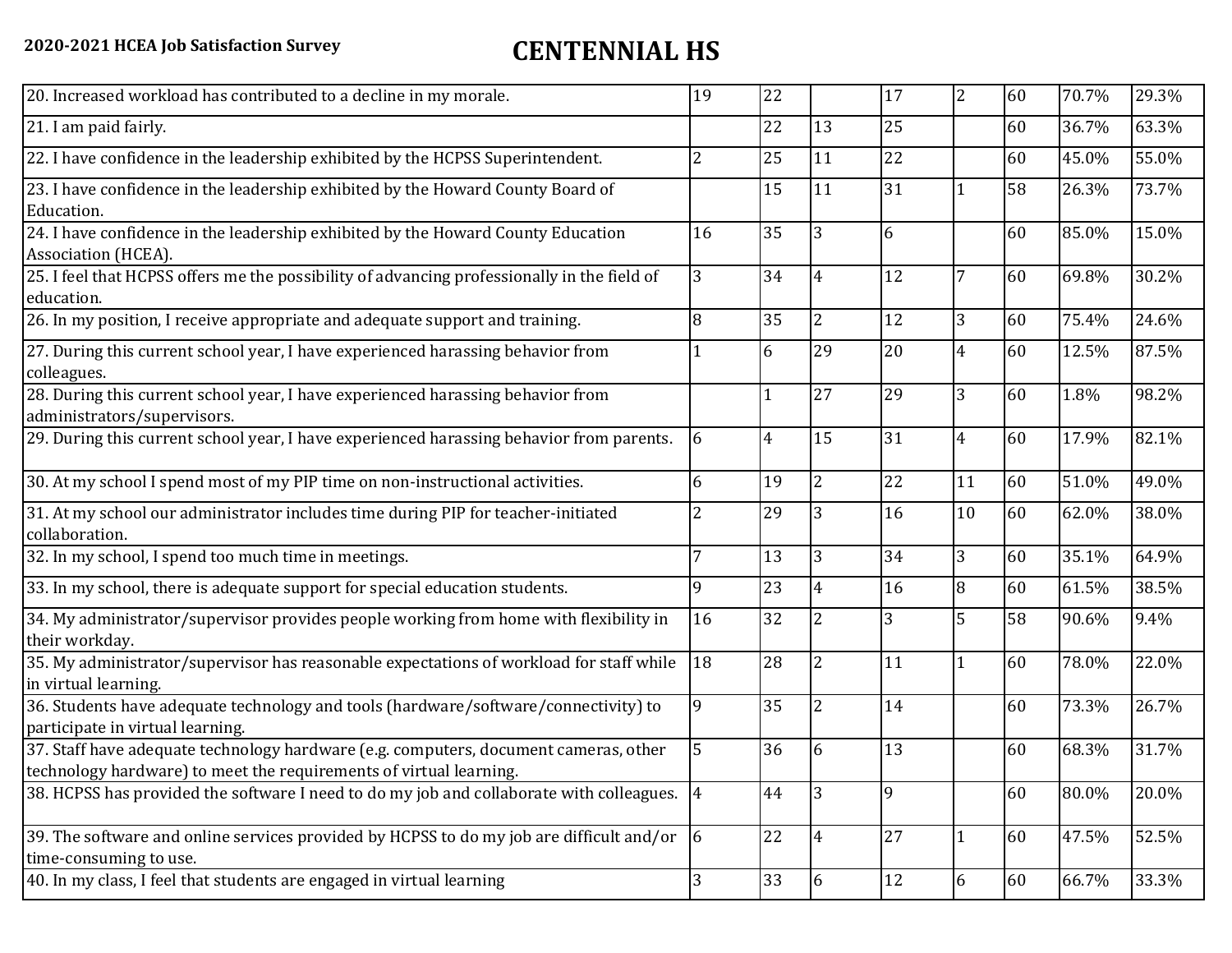2020-2021 HCEA Job Satisfaction Survey

# CENTENNIAL HS

| | | | | | | | | |
|---|---|---|---|---|---|---|---|---|
| 20. Increased workload has contributed to a decline in my morale. | 19 | 22 | | 17 | 2 | 60 | 70.7% | 29.3% |
| 21. I am paid fairly. | | 22 | 13 | 25 | | 60 | 36.7% | 63.3% |
| 22. I have confidence in the leadership exhibited by the HCPSS Superintendent. | 2 | 25 | 11 | 22 | | 60 | 45.0% | 55.0% |
| 23. I have confidence in the leadership exhibited by the Howard County Board of Education. | | 15 | 11 | 31 | 1 | 58 | 26.3% | 73.7% |
| 24. I have confidence in the leadership exhibited by the Howard County Education Association (HCEA). | 16 | 35 | 3 | 6 | | 60 | 85.0% | 15.0% |
| 25. I feel that HCPSS offers me the possibility of advancing professionally in the field of education. | 3 | 34 | 4 | 12 | 7 | 60 | 69.8% | 30.2% |
| 26. In my position, I receive appropriate and adequate support and training. | 8 | 35 | 2 | 12 | 3 | 60 | 75.4% | 24.6% |
| 27. During this current school year, I have experienced harassing behavior from colleagues. | 1 | 6 | 29 | 20 | 4 | 60 | 12.5% | 87.5% |
| 28. During this current school year, I have experienced harassing behavior from administrators/supervisors. | | 1 | 27 | 29 | 3 | 60 | 1.8% | 98.2% |
| 29. During this current school year, I have experienced harassing behavior from parents. | 6 | 4 | 15 | 31 | 4 | 60 | 17.9% | 82.1% |
| 30. At my school I spend most of my PIP time on non-instructional activities. | 6 | 19 | 2 | 22 | 11 | 60 | 51.0% | 49.0% |
| 31. At my school our administrator includes time during PIP for teacher-initiated collaboration. | 2 | 29 | 3 | 16 | 10 | 60 | 62.0% | 38.0% |
| 32. In my school, I spend too much time in meetings. | 7 | 13 | 3 | 34 | 3 | 60 | 35.1% | 64.9% |
| 33. In my school, there is adequate support for special education students. | 9 | 23 | 4 | 16 | 8 | 60 | 61.5% | 38.5% |
| 34. My administrator/supervisor provides people working from home with flexibility in their workday. | 16 | 32 | 2 | 3 | 5 | 58 | 90.6% | 9.4% |
| 35. My administrator/supervisor has reasonable expectations of workload for staff while in virtual learning. | 18 | 28 | 2 | 11 | 1 | 60 | 78.0% | 22.0% |
| 36. Students have adequate technology and tools (hardware/software/connectivity) to participate in virtual learning. | 9 | 35 | 2 | 14 | | 60 | 73.3% | 26.7% |
| 37. Staff have adequate technology hardware (e.g. computers, document cameras, other technology hardware) to meet the requirements of virtual learning. | 5 | 36 | 6 | 13 | | 60 | 68.3% | 31.7% |
| 38. HCPSS has provided the software I need to do my job and collaborate with colleagues. | 4 | 44 | 3 | 9 | | 60 | 80.0% | 20.0% |
| 39. The software and online services provided by HCPSS to do my job are difficult and/or time-consuming to use. | 6 | 22 | 4 | 27 | 1 | 60 | 47.5% | 52.5% |
| 40. In my class, I feel that students are engaged in virtual learning | 3 | 33 | 6 | 12 | 6 | 60 | 66.7% | 33.3% |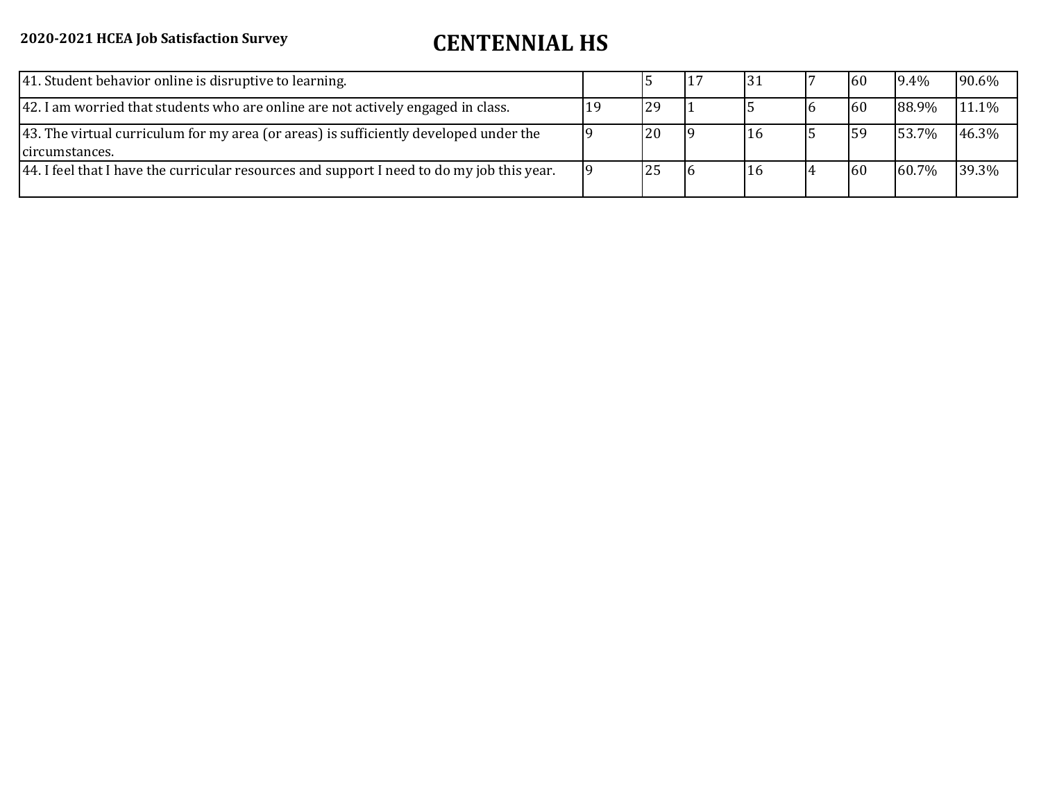2020-2021 HCEA Job Satisfaction Survey

# CENTENNIAL HS

| | | | | | | | | |
|---|---|---|---|---|---|---|---|---|
| 41. Student behavior online is disruptive to learning. | | 5 | 17 | 31 | 7 | 60 | 9.4% | 90.6% |
| 42. I am worried that students who are online are not actively engaged in class. | 19 | 29 | 1 | 5 | 6 | 60 | 88.9% | 11.1% |
| 43. The virtual curriculum for my area (or areas) is sufficiently developed under the circumstances. | 9 | 20 | 9 | 16 | 5 | 59 | 53.7% | 46.3% |
| 44. I feel that I have the curricular resources and support I need to do my job this year. | 9 | 25 | 6 | 16 | 4 | 60 | 60.7% | 39.3% |